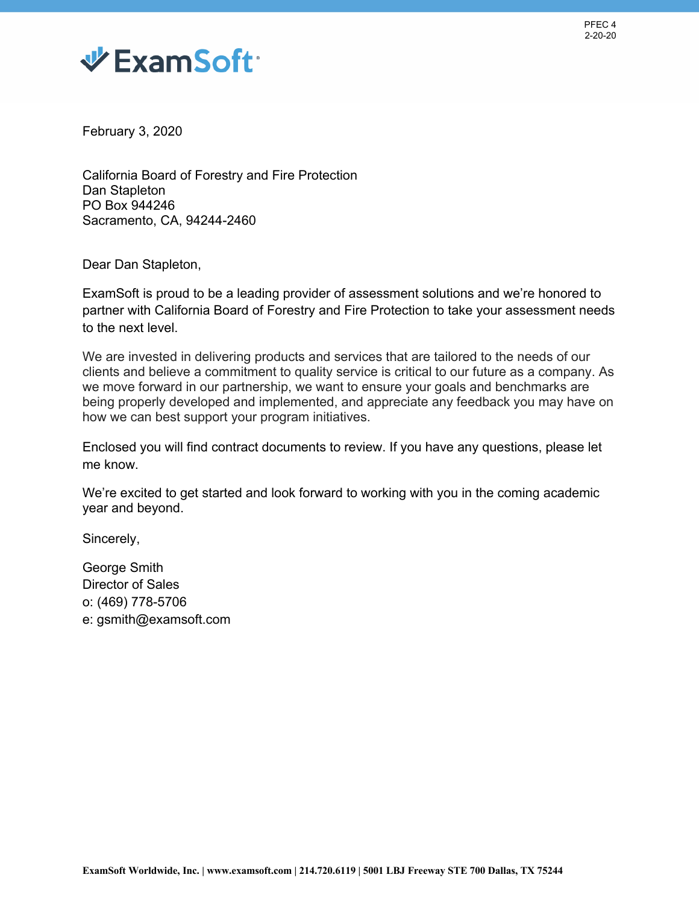PFEC 4
2-20-20

ExamSoft

February 3, 2020

California Board of Forestry and Fire Protection
Dan Stapleton
PO Box 944246
Sacramento, CA, 94244-2460

Dear Dan Stapleton,

ExamSoft is proud to be a leading provider of assessment solutions and we're honored to partner with California Board of Forestry and Fire Protection to take your assessment needs to the next level.

We are invested in delivering products and services that are tailored to the needs of our clients and believe a commitment to quality service is critical to our future as a company. As we move forward in our partnership, we want to ensure your goals and benchmarks are being properly developed and implemented, and appreciate any feedback you may have on how we can best support your program initiatives.

Enclosed you will find contract documents to review. If you have any questions, please let me know.

We're excited to get started and look forward to working with you in the coming academic year and beyond.

Sincerely,

George Smith
Director of Sales
o: (469) 778-5706
e: gsmith@examsoft.com

**ExamSoft Worldwide, Inc. | www.examsoft.com | 214.720.6119 | 5001 LBJ Freeway STE 700 Dallas, TX 75244**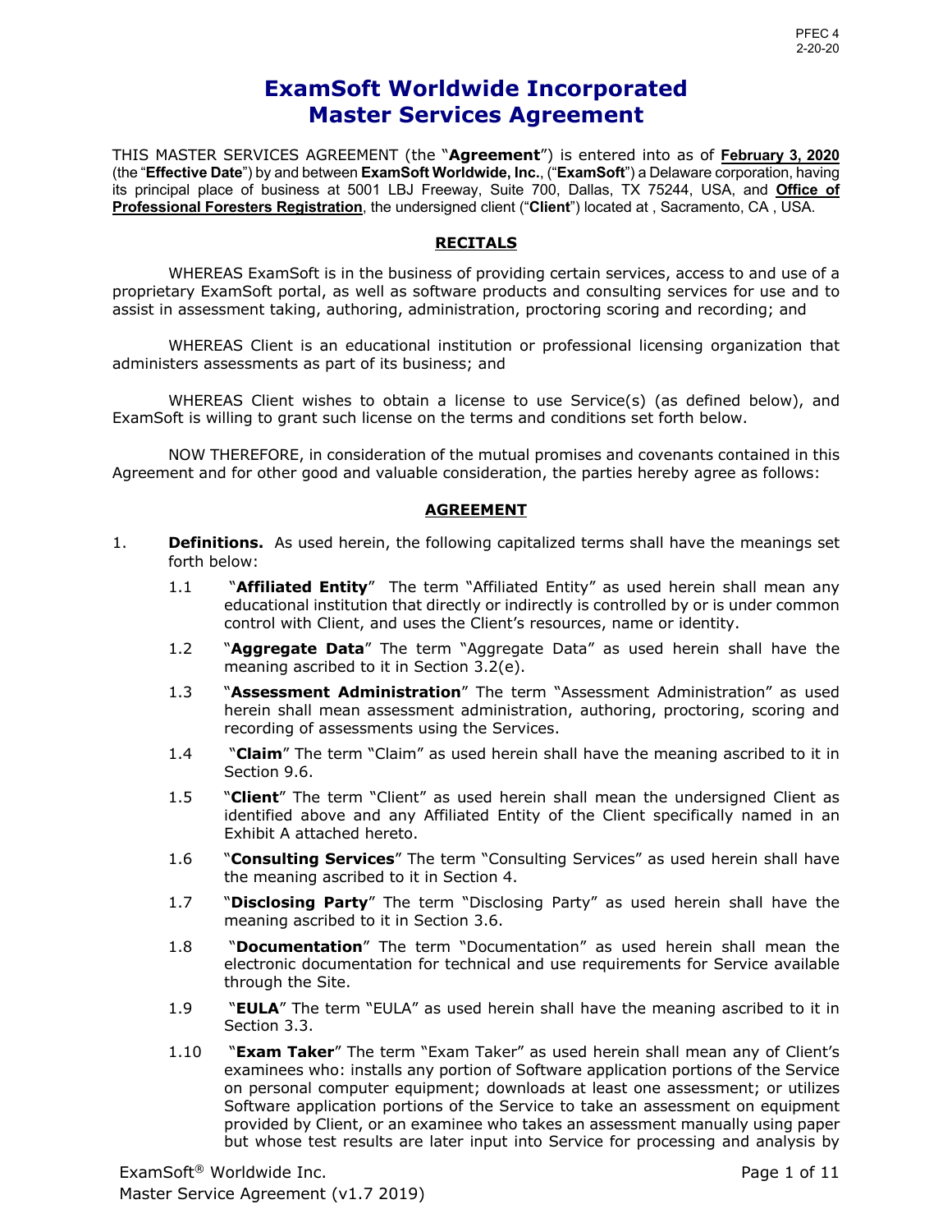# ExamSoft Worldwide Incorporated
# Master Services Agreement

THIS MASTER SERVICES AGREEMENT (the "**Agreement**") is entered into as of **February 3, 2020** (the "**Effective Date**") by and between **ExamSoft Worldwide, Inc.**, ("**ExamSoft**") a Delaware corporation, having its principal place of business at 5001 LBJ Freeway, Suite 700, Dallas, TX 75244, USA, and **Office of Professional Foresters Registration**, the undersigned client ("**Client**") located at , Sacramento, CA , USA.

## RECITALS

WHEREAS ExamSoft is in the business of providing certain services, access to and use of a proprietary ExamSoft portal, as well as software products and consulting services for use and to assist in assessment taking, authoring, administration, proctoring scoring and recording; and

WHEREAS Client is an educational institution or professional licensing organization that administers assessments as part of its business; and

WHEREAS Client wishes to obtain a license to use Service(s) (as defined below), and ExamSoft is willing to grant such license on the terms and conditions set forth below.

NOW THEREFORE, in consideration of the mutual promises and covenants contained in this Agreement and for other good and valuable consideration, the parties hereby agree as follows:

## AGREEMENT

1. **Definitions.** As used herein, the following capitalized terms shall have the meanings set forth below:

   1.1 "**Affiliated Entity**" The term "Affiliated Entity" as used herein shall mean any educational institution that directly or indirectly is controlled by or is under common control with Client, and uses the Client's resources, name or identity.

   1.2 "**Aggregate Data**" The term "Aggregate Data" as used herein shall have the meaning ascribed to it in Section 3.2(e).

   1.3 "**Assessment Administration**" The term "Assessment Administration" as used herein shall mean assessment administration, authoring, proctoring, scoring and recording of assessments using the Services.

   1.4 "**Claim**" The term "Claim" as used herein shall have the meaning ascribed to it in Section 9.6.

   1.5 "**Client**" The term "Client" as used herein shall mean the undersigned Client as identified above and any Affiliated Entity of the Client specifically named in an Exhibit A attached hereto.

   1.6 "**Consulting Services**" The term "Consulting Services" as used herein shall have the meaning ascribed to it in Section 4.

   1.7 "**Disclosing Party**" The term "Disclosing Party" as used herein shall have the meaning ascribed to it in Section 3.6.

   1.8 "**Documentation**" The term "Documentation" as used herein shall mean the electronic documentation for technical and use requirements for Service available through the Site.

   1.9 "**EULA**" The term "EULA" as used herein shall have the meaning ascribed to it in Section 3.3.

   1.10 "**Exam Taker**" The term "Exam Taker" as used herein shall mean any of Client's examinees who: installs any portion of Software application portions of the Service on personal computer equipment; downloads at least one assessment; or utilizes Software application portions of the Service to take an assessment on equipment provided by Client, or an examinee who takes an assessment manually using paper but whose test results are later input into Service for processing and analysis by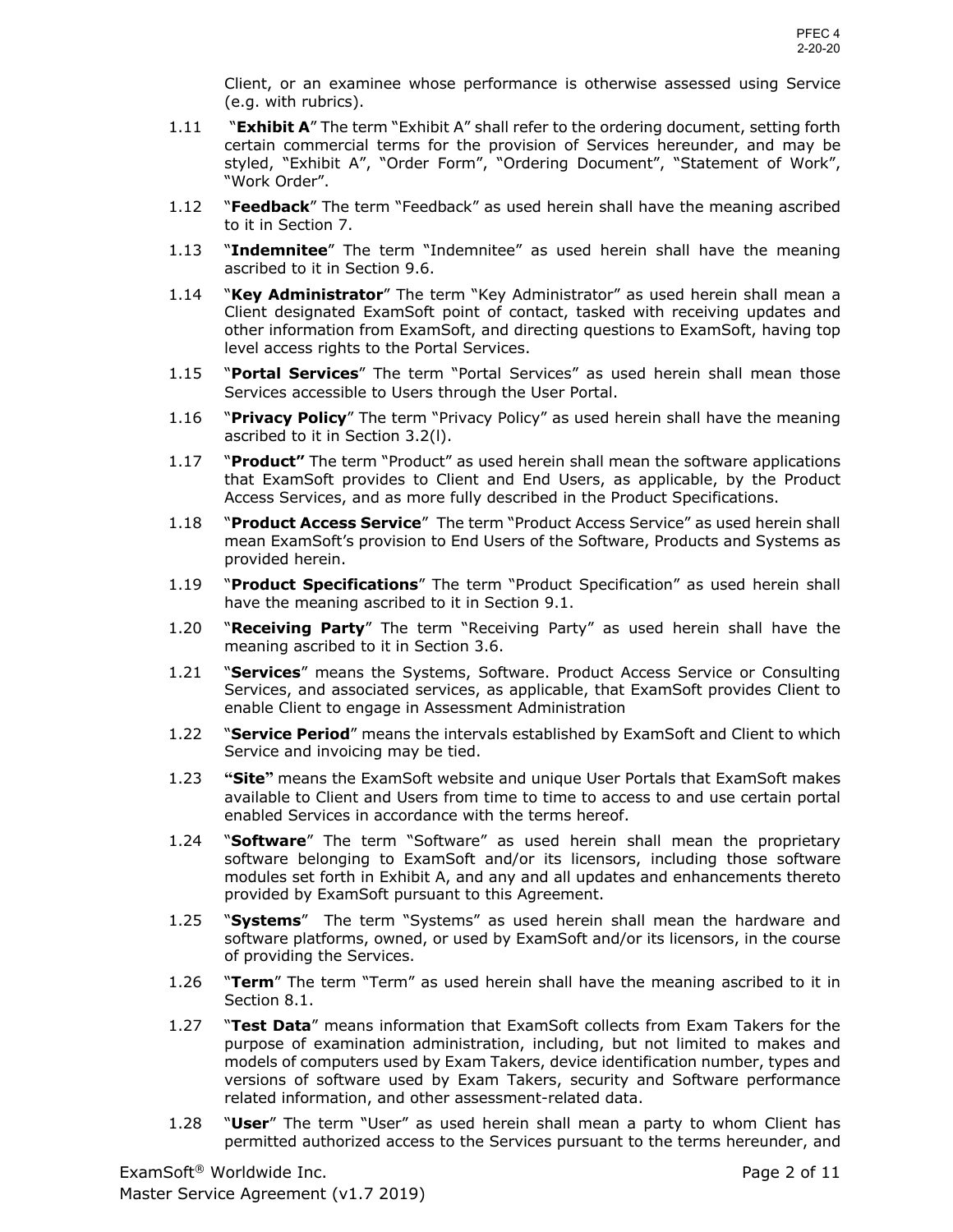Client, or an examinee whose performance is otherwise assessed using Service (e.g. with rubrics).

1.11 "**Exhibit A**" The term "Exhibit A" shall refer to the ordering document, setting forth certain commercial terms for the provision of Services hereunder, and may be styled, "Exhibit A", "Order Form", "Ordering Document", "Statement of Work", "Work Order".

1.12 "**Feedback**" The term "Feedback" as used herein shall have the meaning ascribed to it in Section 7.

1.13 "**Indemnitee**" The term "Indemnitee" as used herein shall have the meaning ascribed to it in Section 9.6.

1.14 "**Key Administrator**" The term "Key Administrator" as used herein shall mean a Client designated ExamSoft point of contact, tasked with receiving updates and other information from ExamSoft, and directing questions to ExamSoft, having top level access rights to the Portal Services.

1.15 "**Portal Services**" The term "Portal Services" as used herein shall mean those Services accessible to Users through the User Portal.

1.16 "**Privacy Policy**" The term "Privacy Policy" as used herein shall have the meaning ascribed to it in Section 3.2(l).

1.17 "**Product"** The term "Product" as used herein shall mean the software applications that ExamSoft provides to Client and End Users, as applicable, by the Product Access Services, and as more fully described in the Product Specifications.

1.18 "**Product Access Service**" The term "Product Access Service" as used herein shall mean ExamSoft's provision to End Users of the Software, Products and Systems as provided herein.

1.19 "**Product Specifications**" The term "Product Specification" as used herein shall have the meaning ascribed to it in Section 9.1.

1.20 "**Receiving Party**" The term "Receiving Party" as used herein shall have the meaning ascribed to it in Section 3.6.

1.21 "**Services**" means the Systems, Software. Product Access Service or Consulting Services, and associated services, as applicable, that ExamSoft provides Client to enable Client to engage in Assessment Administration

1.22 "**Service Period**" means the intervals established by ExamSoft and Client to which Service and invoicing may be tied.

1.23 **"Site"** means the ExamSoft website and unique User Portals that ExamSoft makes available to Client and Users from time to time to access to and use certain portal enabled Services in accordance with the terms hereof.

1.24 "**Software**" The term "Software" as used herein shall mean the proprietary software belonging to ExamSoft and/or its licensors, including those software modules set forth in Exhibit A, and any and all updates and enhancements thereto provided by ExamSoft pursuant to this Agreement.

1.25 "**Systems**" The term "Systems" as used herein shall mean the hardware and software platforms, owned, or used by ExamSoft and/or its licensors, in the course of providing the Services.

1.26 "**Term**" The term "Term" as used herein shall have the meaning ascribed to it in Section 8.1.

1.27 "**Test Data**" means information that ExamSoft collects from Exam Takers for the purpose of examination administration, including, but not limited to makes and models of computers used by Exam Takers, device identification number, types and versions of software used by Exam Takers, security and Software performance related information, and other assessment-related data.

1.28 "**User**" The term "User" as used herein shall mean a party to whom Client has permitted authorized access to the Services pursuant to the terms hereunder, and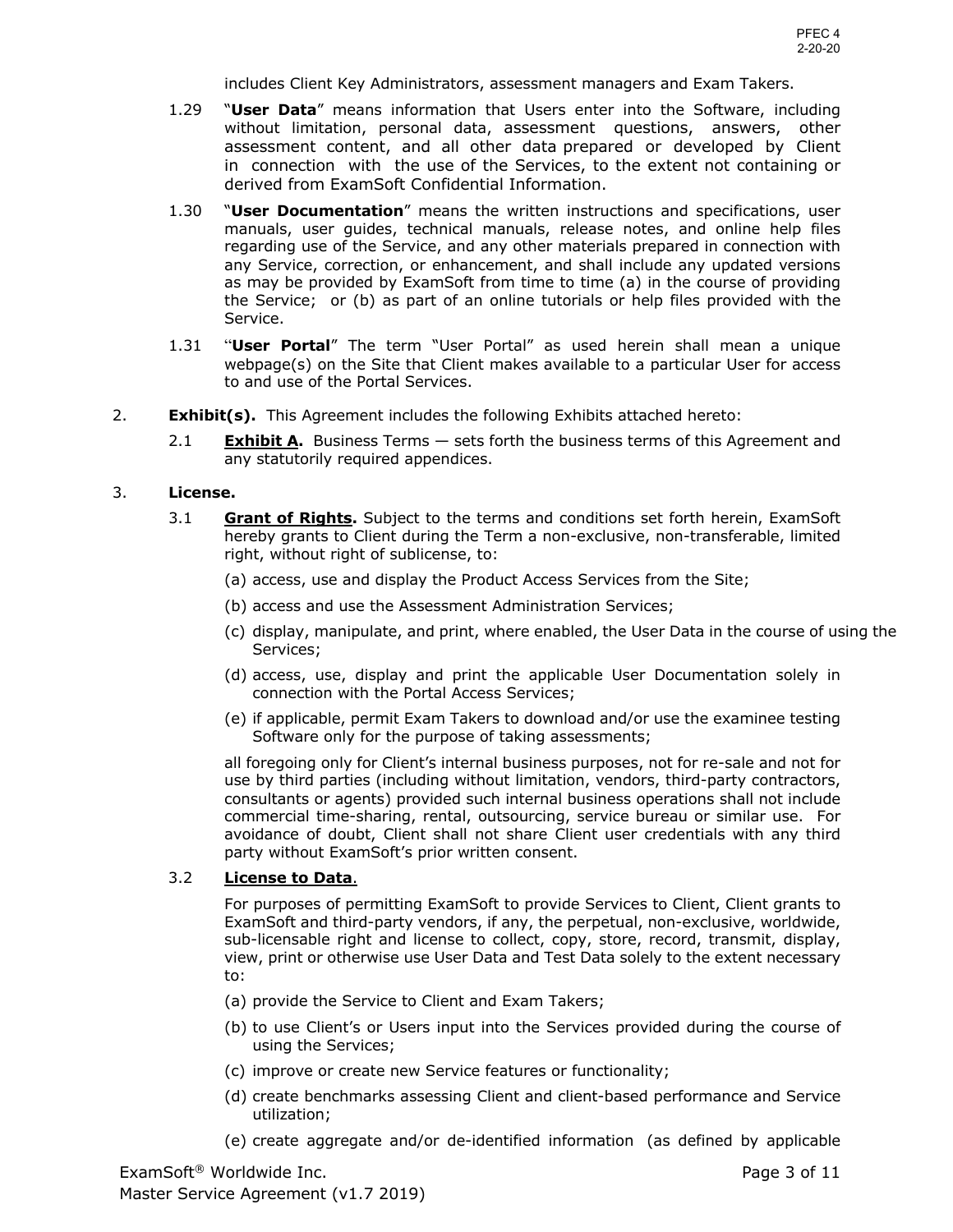includes Client Key Administrators, assessment managers and Exam Takers.

1.29 "**User Data**" means information that Users enter into the Software, including without limitation, personal data, assessment questions, answers, other assessment content, and all other data prepared or developed by Client in connection with the use of the Services, to the extent not containing or derived from ExamSoft Confidential Information.

1.30 "**User Documentation**" means the written instructions and specifications, user manuals, user guides, technical manuals, release notes, and online help files regarding use of the Service, and any other materials prepared in connection with any Service, correction, or enhancement, and shall include any updated versions as may be provided by ExamSoft from time to time (a) in the course of providing the Service; or (b) as part of an online tutorials or help files provided with the Service.

1.31 "**User Portal**" The term "User Portal" as used herein shall mean a unique webpage(s) on the Site that Client makes available to a particular User for access to and use of the Portal Services.

2. **Exhibit(s).** This Agreement includes the following Exhibits attached hereto:

2.1 **Exhibit A.** Business Terms — sets forth the business terms of this Agreement and any statutorily required appendices.

3. **License.**

3.1 **Grant of Rights.** Subject to the terms and conditions set forth herein, ExamSoft hereby grants to Client during the Term a non-exclusive, non-transferable, limited right, without right of sublicense, to:

(a) access, use and display the Product Access Services from the Site;

(b) access and use the Assessment Administration Services;

(c) display, manipulate, and print, where enabled, the User Data in the course of using the Services;

(d) access, use, display and print the applicable User Documentation solely in connection with the Portal Access Services;

(e) if applicable, permit Exam Takers to download and/or use the examinee testing Software only for the purpose of taking assessments;

all foregoing only for Client's internal business purposes, not for re-sale and not for use by third parties (including without limitation, vendors, third-party contractors, consultants or agents) provided such internal business operations shall not include commercial time-sharing, rental, outsourcing, service bureau or similar use. For avoidance of doubt, Client shall not share Client user credentials with any third party without ExamSoft's prior written consent.

3.2 **License to Data**.

For purposes of permitting ExamSoft to provide Services to Client, Client grants to ExamSoft and third-party vendors, if any, the perpetual, non-exclusive, worldwide, sub-licensable right and license to collect, copy, store, record, transmit, display, view, print or otherwise use User Data and Test Data solely to the extent necessary to:

(a) provide the Service to Client and Exam Takers;

(b) to use Client's or Users input into the Services provided during the course of using the Services;

(c) improve or create new Service features or functionality;

(d) create benchmarks assessing Client and client-based performance and Service utilization;

(e) create aggregate and/or de-identified information (as defined by applicable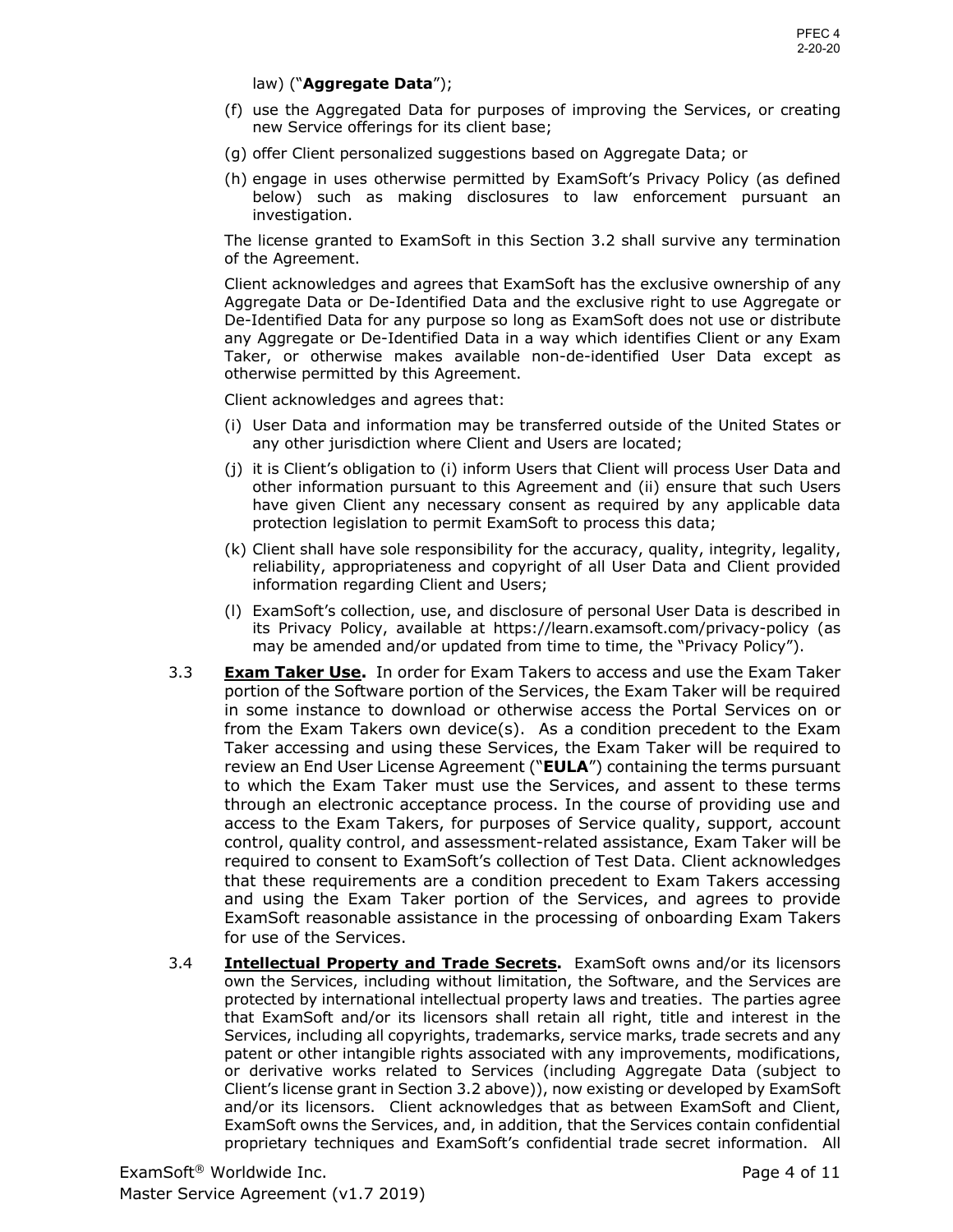law) ("**Aggregate Data**");

(f) use the Aggregated Data for purposes of improving the Services, or creating new Service offerings for its client base;

(g) offer Client personalized suggestions based on Aggregate Data; or

(h) engage in uses otherwise permitted by ExamSoft's Privacy Policy (as defined below) such as making disclosures to law enforcement pursuant an investigation.

The license granted to ExamSoft in this Section 3.2 shall survive any termination of the Agreement.

Client acknowledges and agrees that ExamSoft has the exclusive ownership of any Aggregate Data or De-Identified Data and the exclusive right to use Aggregate or De-Identified Data for any purpose so long as ExamSoft does not use or distribute any Aggregate or De-Identified Data in a way which identifies Client or any Exam Taker, or otherwise makes available non-de-identified User Data except as otherwise permitted by this Agreement.

Client acknowledges and agrees that:

(i) User Data and information may be transferred outside of the United States or any other jurisdiction where Client and Users are located;

(j) it is Client's obligation to (i) inform Users that Client will process User Data and other information pursuant to this Agreement and (ii) ensure that such Users have given Client any necessary consent as required by any applicable data protection legislation to permit ExamSoft to process this data;

(k) Client shall have sole responsibility for the accuracy, quality, integrity, legality, reliability, appropriateness and copyright of all User Data and Client provided information regarding Client and Users;

(l) ExamSoft's collection, use, and disclosure of personal User Data is described in its Privacy Policy, available at https://learn.examsoft.com/privacy-policy (as may be amended and/or updated from time to time, the "Privacy Policy").

3.3 **Exam Taker Use.** In order for Exam Takers to access and use the Exam Taker portion of the Software portion of the Services, the Exam Taker will be required in some instance to download or otherwise access the Portal Services on or from the Exam Takers own device(s). As a condition precedent to the Exam Taker accessing and using these Services, the Exam Taker will be required to review an End User License Agreement ("**EULA**") containing the terms pursuant to which the Exam Taker must use the Services, and assent to these terms through an electronic acceptance process. In the course of providing use and access to the Exam Takers, for purposes of Service quality, support, account control, quality control, and assessment-related assistance, Exam Taker will be required to consent to ExamSoft's collection of Test Data. Client acknowledges that these requirements are a condition precedent to Exam Takers accessing and using the Exam Taker portion of the Services, and agrees to provide ExamSoft reasonable assistance in the processing of onboarding Exam Takers for use of the Services.

3.4 **Intellectual Property and Trade Secrets.** ExamSoft owns and/or its licensors own the Services, including without limitation, the Software, and the Services are protected by international intellectual property laws and treaties. The parties agree that ExamSoft and/or its licensors shall retain all right, title and interest in the Services, including all copyrights, trademarks, service marks, trade secrets and any patent or other intangible rights associated with any improvements, modifications, or derivative works related to Services (including Aggregate Data (subject to Client's license grant in Section 3.2 above)), now existing or developed by ExamSoft and/or its licensors. Client acknowledges that as between ExamSoft and Client, ExamSoft owns the Services, and, in addition, that the Services contain confidential proprietary techniques and ExamSoft's confidential trade secret information. All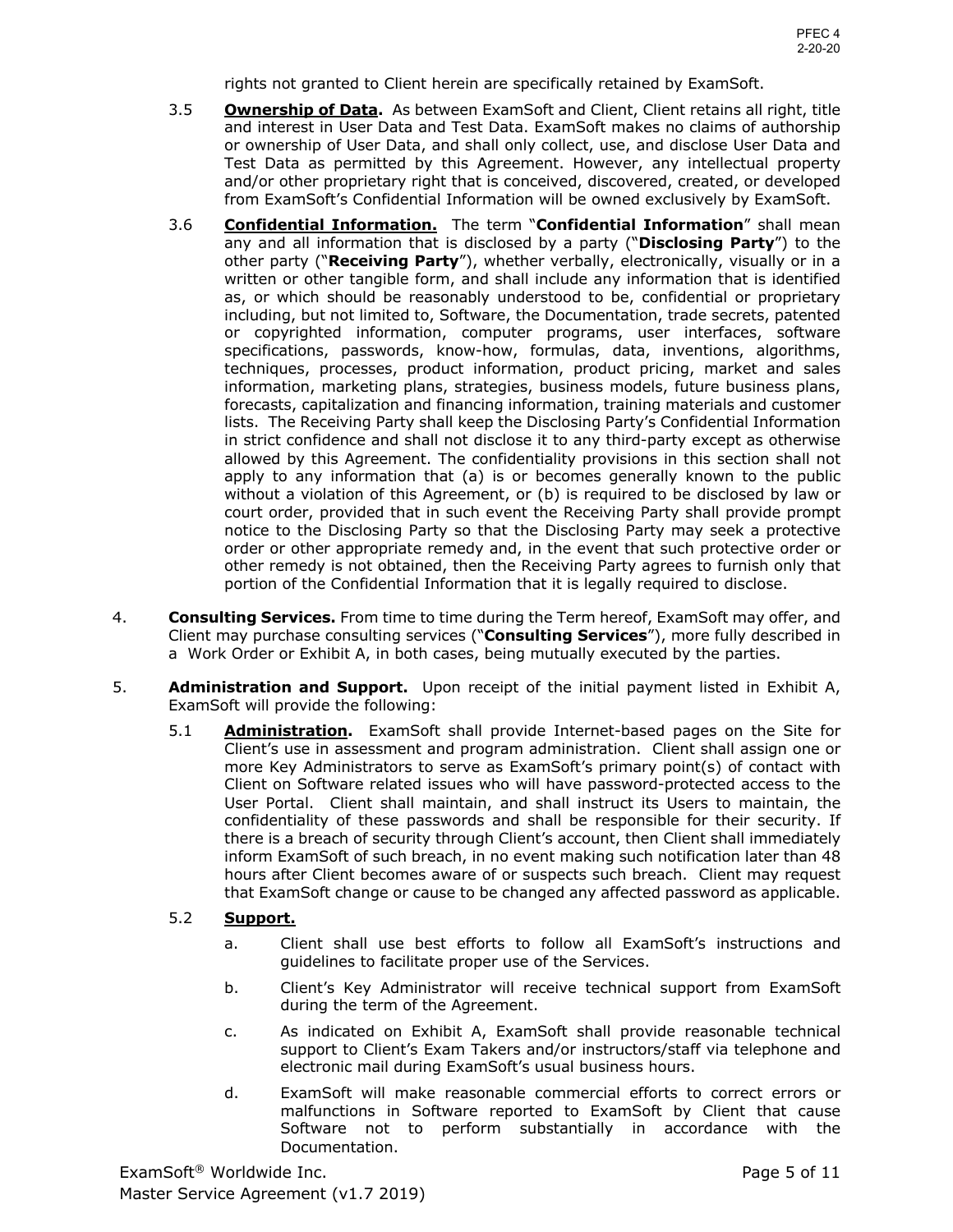rights not granted to Client herein are specifically retained by ExamSoft.

3.5 **Ownership of Data.** As between ExamSoft and Client, Client retains all right, title and interest in User Data and Test Data. ExamSoft makes no claims of authorship or ownership of User Data, and shall only collect, use, and disclose User Data and Test Data as permitted by this Agreement. However, any intellectual property and/or other proprietary right that is conceived, discovered, created, or developed from ExamSoft's Confidential Information will be owned exclusively by ExamSoft.

3.6 **Confidential Information.** The term "**Confidential Information**" shall mean any and all information that is disclosed by a party ("**Disclosing Party**") to the other party ("**Receiving Party**"), whether verbally, electronically, visually or in a written or other tangible form, and shall include any information that is identified as, or which should be reasonably understood to be, confidential or proprietary including, but not limited to, Software, the Documentation, trade secrets, patented or copyrighted information, computer programs, user interfaces, software specifications, passwords, know-how, formulas, data, inventions, algorithms, techniques, processes, product information, product pricing, market and sales information, marketing plans, strategies, business models, future business plans, forecasts, capitalization and financing information, training materials and customer lists. The Receiving Party shall keep the Disclosing Party's Confidential Information in strict confidence and shall not disclose it to any third-party except as otherwise allowed by this Agreement. The confidentiality provisions in this section shall not apply to any information that (a) is or becomes generally known to the public without a violation of this Agreement, or (b) is required to be disclosed by law or court order, provided that in such event the Receiving Party shall provide prompt notice to the Disclosing Party so that the Disclosing Party may seek a protective order or other appropriate remedy and, in the event that such protective order or other remedy is not obtained, then the Receiving Party agrees to furnish only that portion of the Confidential Information that it is legally required to disclose.

4. **Consulting Services.** From time to time during the Term hereof, ExamSoft may offer, and Client may purchase consulting services ("**Consulting Services**"), more fully described in a Work Order or Exhibit A, in both cases, being mutually executed by the parties.

5. **Administration and Support.** Upon receipt of the initial payment listed in Exhibit A, ExamSoft will provide the following:

5.1 **Administration.** ExamSoft shall provide Internet-based pages on the Site for Client's use in assessment and program administration. Client shall assign one or more Key Administrators to serve as ExamSoft's primary point(s) of contact with Client on Software related issues who will have password-protected access to the User Portal. Client shall maintain, and shall instruct its Users to maintain, the confidentiality of these passwords and shall be responsible for their security. If there is a breach of security through Client's account, then Client shall immediately inform ExamSoft of such breach, in no event making such notification later than 48 hours after Client becomes aware of or suspects such breach. Client may request that ExamSoft change or cause to be changed any affected password as applicable.

5.2 **Support.**

a. Client shall use best efforts to follow all ExamSoft's instructions and guidelines to facilitate proper use of the Services.

b. Client's Key Administrator will receive technical support from ExamSoft during the term of the Agreement.

c. As indicated on Exhibit A, ExamSoft shall provide reasonable technical support to Client's Exam Takers and/or instructors/staff via telephone and electronic mail during ExamSoft's usual business hours.

d. ExamSoft will make reasonable commercial efforts to correct errors or malfunctions in Software reported to ExamSoft by Client that cause Software not to perform substantially in accordance with the Documentation.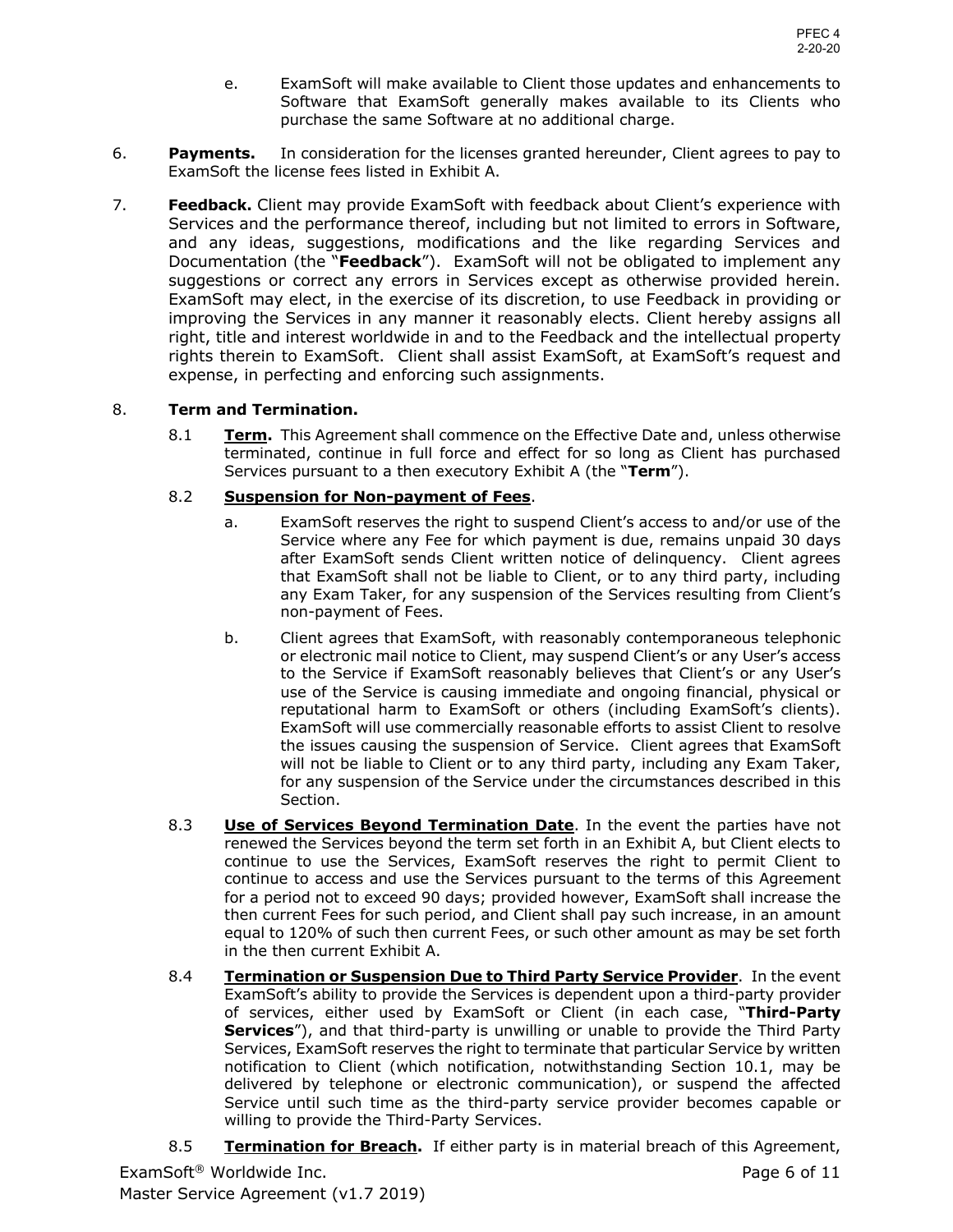e. ExamSoft will make available to Client those updates and enhancements to Software that ExamSoft generally makes available to its Clients who purchase the same Software at no additional charge.

6. **Payments.** In consideration for the licenses granted hereunder, Client agrees to pay to ExamSoft the license fees listed in Exhibit A.

7. **Feedback.** Client may provide ExamSoft with feedback about Client's experience with Services and the performance thereof, including but not limited to errors in Software, and any ideas, suggestions, modifications and the like regarding Services and Documentation (the "**Feedback**"). ExamSoft will not be obligated to implement any suggestions or correct any errors in Services except as otherwise provided herein. ExamSoft may elect, in the exercise of its discretion, to use Feedback in providing or improving the Services in any manner it reasonably elects. Client hereby assigns all right, title and interest worldwide in and to the Feedback and the intellectual property rights therein to ExamSoft. Client shall assist ExamSoft, at ExamSoft's request and expense, in perfecting and enforcing such assignments.

8. **Term and Termination.**

8.1 **Term.** This Agreement shall commence on the Effective Date and, unless otherwise terminated, continue in full force and effect for so long as Client has purchased Services pursuant to a then executory Exhibit A (the "**Term**").

8.2 **Suspension for Non-payment of Fees**.

a. ExamSoft reserves the right to suspend Client's access to and/or use of the Service where any Fee for which payment is due, remains unpaid 30 days after ExamSoft sends Client written notice of delinquency. Client agrees that ExamSoft shall not be liable to Client, or to any third party, including any Exam Taker, for any suspension of the Services resulting from Client's non-payment of Fees.

b. Client agrees that ExamSoft, with reasonably contemporaneous telephonic or electronic mail notice to Client, may suspend Client's or any User's access to the Service if ExamSoft reasonably believes that Client's or any User's use of the Service is causing immediate and ongoing financial, physical or reputational harm to ExamSoft or others (including ExamSoft's clients). ExamSoft will use commercially reasonable efforts to assist Client to resolve the issues causing the suspension of Service. Client agrees that ExamSoft will not be liable to Client or to any third party, including any Exam Taker, for any suspension of the Service under the circumstances described in this Section.

8.3 **Use of Services Beyond Termination Date**. In the event the parties have not renewed the Services beyond the term set forth in an Exhibit A, but Client elects to continue to use the Services, ExamSoft reserves the right to permit Client to continue to access and use the Services pursuant to the terms of this Agreement for a period not to exceed 90 days; provided however, ExamSoft shall increase the then current Fees for such period, and Client shall pay such increase, in an amount equal to 120% of such then current Fees, or such other amount as may be set forth in the then current Exhibit A.

8.4 **Termination or Suspension Due to Third Party Service Provider**. In the event ExamSoft's ability to provide the Services is dependent upon a third-party provider of services, either used by ExamSoft or Client (in each case, "**Third-Party Services**"), and that third-party is unwilling or unable to provide the Third Party Services, ExamSoft reserves the right to terminate that particular Service by written notification to Client (which notification, notwithstanding Section 10.1, may be delivered by telephone or electronic communication), or suspend the affected Service until such time as the third-party service provider becomes capable or willing to provide the Third-Party Services.

8.5 **Termination for Breach.** If either party is in material breach of this Agreement,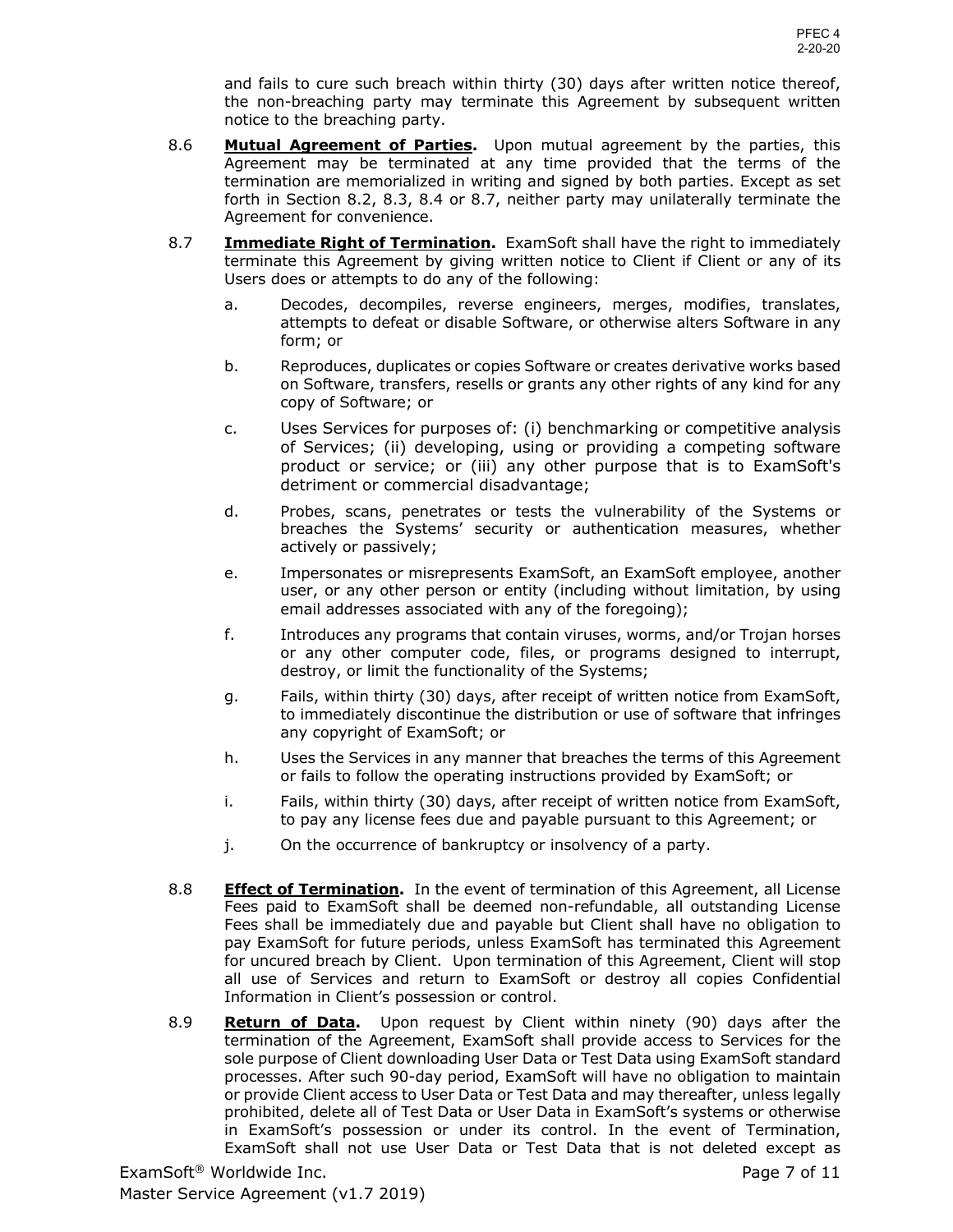and fails to cure such breach within thirty (30) days after written notice thereof, the non-breaching party may terminate this Agreement by subsequent written notice to the breaching party.

8.6 **Mutual Agreement of Parties.** Upon mutual agreement by the parties, this Agreement may be terminated at any time provided that the terms of the termination are memorialized in writing and signed by both parties. Except as set forth in Section 8.2, 8.3, 8.4 or 8.7, neither party may unilaterally terminate the Agreement for convenience.

8.7 **Immediate Right of Termination.** ExamSoft shall have the right to immediately terminate this Agreement by giving written notice to Client if Client or any of its Users does or attempts to do any of the following:

a. Decodes, decompiles, reverse engineers, merges, modifies, translates, attempts to defeat or disable Software, or otherwise alters Software in any form; or

b. Reproduces, duplicates or copies Software or creates derivative works based on Software, transfers, resells or grants any other rights of any kind for any copy of Software; or

c. Uses Services for purposes of: (i) benchmarking or competitive analysis of Services; (ii) developing, using or providing a competing software product or service; or (iii) any other purpose that is to ExamSoft's detriment or commercial disadvantage;

d. Probes, scans, penetrates or tests the vulnerability of the Systems or breaches the Systems' security or authentication measures, whether actively or passively;

e. Impersonates or misrepresents ExamSoft, an ExamSoft employee, another user, or any other person or entity (including without limitation, by using email addresses associated with any of the foregoing);

f. Introduces any programs that contain viruses, worms, and/or Trojan horses or any other computer code, files, or programs designed to interrupt, destroy, or limit the functionality of the Systems;

g. Fails, within thirty (30) days, after receipt of written notice from ExamSoft, to immediately discontinue the distribution or use of software that infringes any copyright of ExamSoft; or

h. Uses the Services in any manner that breaches the terms of this Agreement or fails to follow the operating instructions provided by ExamSoft; or

i. Fails, within thirty (30) days, after receipt of written notice from ExamSoft, to pay any license fees due and payable pursuant to this Agreement; or

j. On the occurrence of bankruptcy or insolvency of a party.

8.8 **Effect of Termination.** In the event of termination of this Agreement, all License Fees paid to ExamSoft shall be deemed non-refundable, all outstanding License Fees shall be immediately due and payable but Client shall have no obligation to pay ExamSoft for future periods, unless ExamSoft has terminated this Agreement for uncured breach by Client. Upon termination of this Agreement, Client will stop all use of Services and return to ExamSoft or destroy all copies Confidential Information in Client's possession or control.

8.9 **Return of Data.** Upon request by Client within ninety (90) days after the termination of the Agreement, ExamSoft shall provide access to Services for the sole purpose of Client downloading User Data or Test Data using ExamSoft standard processes. After such 90-day period, ExamSoft will have no obligation to maintain or provide Client access to User Data or Test Data and may thereafter, unless legally prohibited, delete all of Test Data or User Data in ExamSoft's systems or otherwise in ExamSoft's possession or under its control. In the event of Termination, ExamSoft shall not use User Data or Test Data that is not deleted except as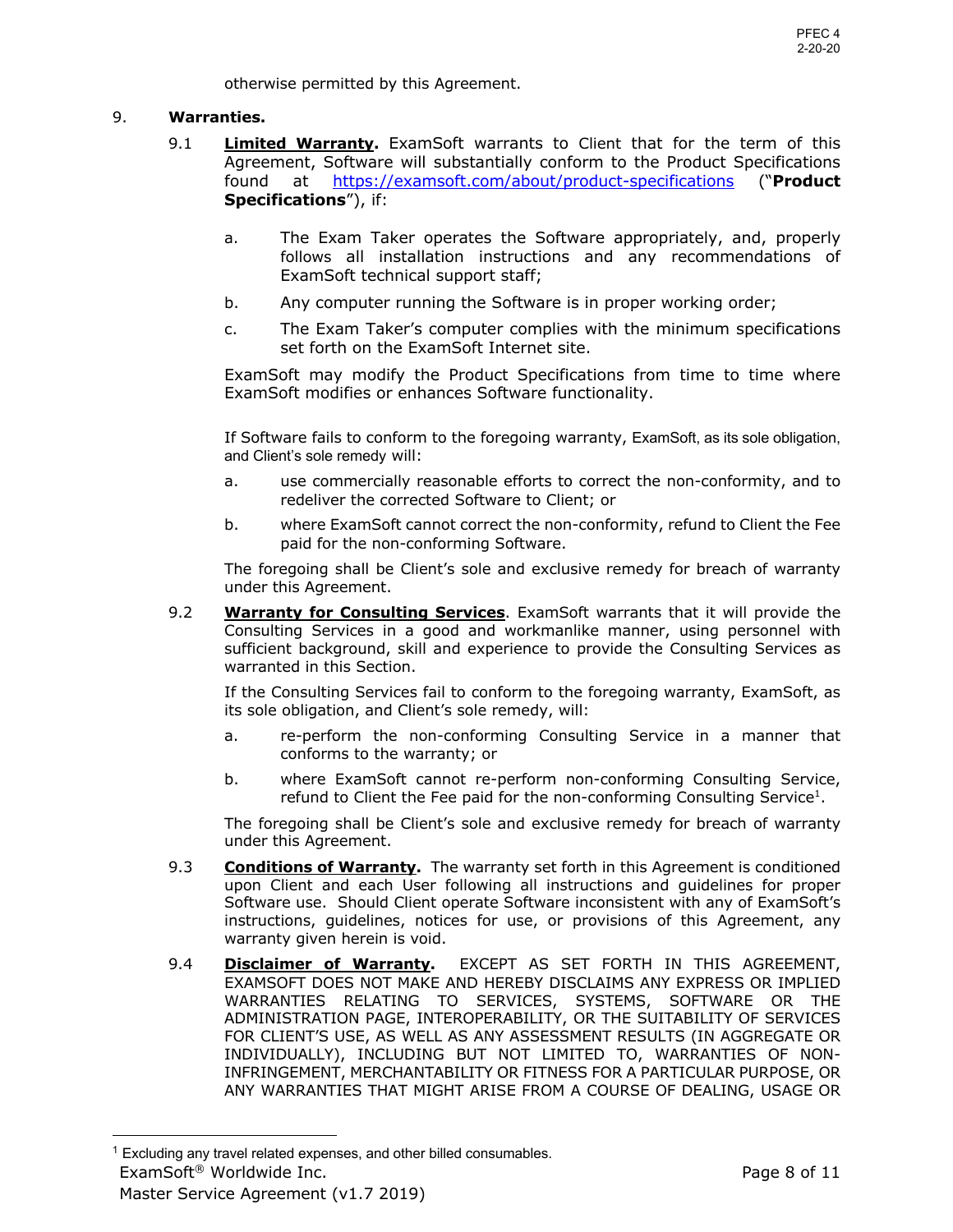otherwise permitted by this Agreement.

9. **Warranties.**

9.1 **Limited Warranty.** ExamSoft warrants to Client that for the term of this Agreement, Software will substantially conform to the Product Specifications found at https://examsoft.com/about/product-specifications ("**Product Specifications**"), if:

   a. The Exam Taker operates the Software appropriately, and, properly follows all installation instructions and any recommendations of ExamSoft technical support staff;

   b. Any computer running the Software is in proper working order;

   c. The Exam Taker's computer complies with the minimum specifications set forth on the ExamSoft Internet site.

ExamSoft may modify the Product Specifications from time to time where ExamSoft modifies or enhances Software functionality.

If Software fails to conform to the foregoing warranty, ExamSoft, as its sole obligation, and Client's sole remedy will:

   a. use commercially reasonable efforts to correct the non-conformity, and to redeliver the corrected Software to Client; or

   b. where ExamSoft cannot correct the non-conformity, refund to Client the Fee paid for the non-conforming Software.

The foregoing shall be Client's sole and exclusive remedy for breach of warranty under this Agreement.

9.2 **Warranty for Consulting Services**. ExamSoft warrants that it will provide the Consulting Services in a good and workmanlike manner, using personnel with sufficient background, skill and experience to provide the Consulting Services as warranted in this Section.

If the Consulting Services fail to conform to the foregoing warranty, ExamSoft, as its sole obligation, and Client's sole remedy, will:

   a. re-perform the non-conforming Consulting Service in a manner that conforms to the warranty; or

   b. where ExamSoft cannot re-perform non-conforming Consulting Service, refund to Client the Fee paid for the non-conforming Consulting Service[1].

The foregoing shall be Client's sole and exclusive remedy for breach of warranty under this Agreement.

9.3 **Conditions of Warranty.** The warranty set forth in this Agreement is conditioned upon Client and each User following all instructions and guidelines for proper Software use. Should Client operate Software inconsistent with any of ExamSoft's instructions, guidelines, notices for use, or provisions of this Agreement, any warranty given herein is void.

9.4 **Disclaimer of Warranty.** EXCEPT AS SET FORTH IN THIS AGREEMENT, EXAMSOFT DOES NOT MAKE AND HEREBY DISCLAIMS ANY EXPRESS OR IMPLIED WARRANTIES RELATING TO SERVICES, SYSTEMS, SOFTWARE OR THE ADMINISTRATION PAGE, INTEROPERABILITY, OR THE SUITABILITY OF SERVICES FOR CLIENT'S USE, AS WELL AS ANY ASSESSMENT RESULTS (IN AGGREGATE OR INDIVIDUALLY), INCLUDING BUT NOT LIMITED TO, WARRANTIES OF NON-INFRINGEMENT, MERCHANTABILITY OR FITNESS FOR A PARTICULAR PURPOSE, OR ANY WARRANTIES THAT MIGHT ARISE FROM A COURSE OF DEALING, USAGE OR

[1] Excluding any travel related expenses, and other billed consumables.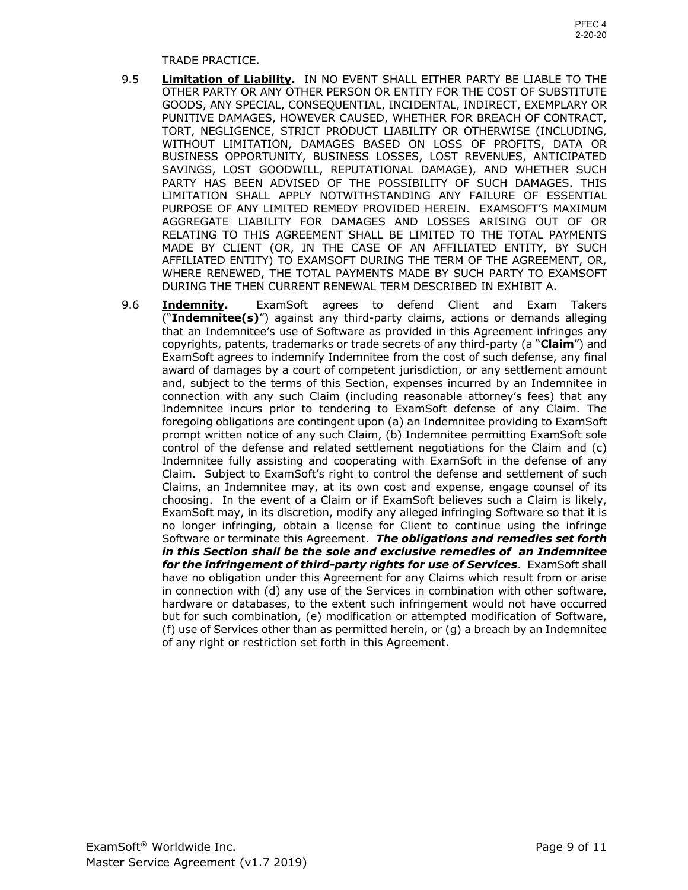TRADE PRACTICE.

9.5 **Limitation of Liability.** IN NO EVENT SHALL EITHER PARTY BE LIABLE TO THE OTHER PARTY OR ANY OTHER PERSON OR ENTITY FOR THE COST OF SUBSTITUTE GOODS, ANY SPECIAL, CONSEQUENTIAL, INCIDENTAL, INDIRECT, EXEMPLARY OR PUNITIVE DAMAGES, HOWEVER CAUSED, WHETHER FOR BREACH OF CONTRACT, TORT, NEGLIGENCE, STRICT PRODUCT LIABILITY OR OTHERWISE (INCLUDING, WITHOUT LIMITATION, DAMAGES BASED ON LOSS OF PROFITS, DATA OR BUSINESS OPPORTUNITY, BUSINESS LOSSES, LOST REVENUES, ANTICIPATED SAVINGS, LOST GOODWILL, REPUTATIONAL DAMAGE), AND WHETHER SUCH PARTY HAS BEEN ADVISED OF THE POSSIBILITY OF SUCH DAMAGES. THIS LIMITATION SHALL APPLY NOTWITHSTANDING ANY FAILURE OF ESSENTIAL PURPOSE OF ANY LIMITED REMEDY PROVIDED HEREIN. EXAMSOFT'S MAXIMUM AGGREGATE LIABILITY FOR DAMAGES AND LOSSES ARISING OUT OF OR RELATING TO THIS AGREEMENT SHALL BE LIMITED TO THE TOTAL PAYMENTS MADE BY CLIENT (OR, IN THE CASE OF AN AFFILIATED ENTITY, BY SUCH AFFILIATED ENTITY) TO EXAMSOFT DURING THE TERM OF THE AGREEMENT, OR, WHERE RENEWED, THE TOTAL PAYMENTS MADE BY SUCH PARTY TO EXAMSOFT DURING THE THEN CURRENT RENEWAL TERM DESCRIBED IN EXHIBIT A.

9.6 **Indemnity.** ExamSoft agrees to defend Client and Exam Takers ("**Indemnitee(s)**") against any third-party claims, actions or demands alleging that an Indemnitee's use of Software as provided in this Agreement infringes any copyrights, patents, trademarks or trade secrets of any third-party (a "**Claim**") and ExamSoft agrees to indemnify Indemnitee from the cost of such defense, any final award of damages by a court of competent jurisdiction, or any settlement amount and, subject to the terms of this Section, expenses incurred by an Indemnitee in connection with any such Claim (including reasonable attorney's fees) that any Indemnitee incurs prior to tendering to ExamSoft defense of any Claim. The foregoing obligations are contingent upon (a) an Indemnitee providing to ExamSoft prompt written notice of any such Claim, (b) Indemnitee permitting ExamSoft sole control of the defense and related settlement negotiations for the Claim and (c) Indemnitee fully assisting and cooperating with ExamSoft in the defense of any Claim. Subject to ExamSoft's right to control the defense and settlement of such Claims, an Indemnitee may, at its own cost and expense, engage counsel of its choosing. In the event of a Claim or if ExamSoft believes such a Claim is likely, ExamSoft may, in its discretion, modify any alleged infringing Software so that it is no longer infringing, obtain a license for Client to continue using the infringe Software or terminate this Agreement. ***The obligations and remedies set forth in this Section shall be the sole and exclusive remedies of an Indemnitee for the infringement of third-party rights for use of Services***. ExamSoft shall have no obligation under this Agreement for any Claims which result from or arise in connection with (d) any use of the Services in combination with other software, hardware or databases, to the extent such infringement would not have occurred but for such combination, (e) modification or attempted modification of Software, (f) use of Services other than as permitted herein, or (g) a breach by an Indemnitee of any right or restriction set forth in this Agreement.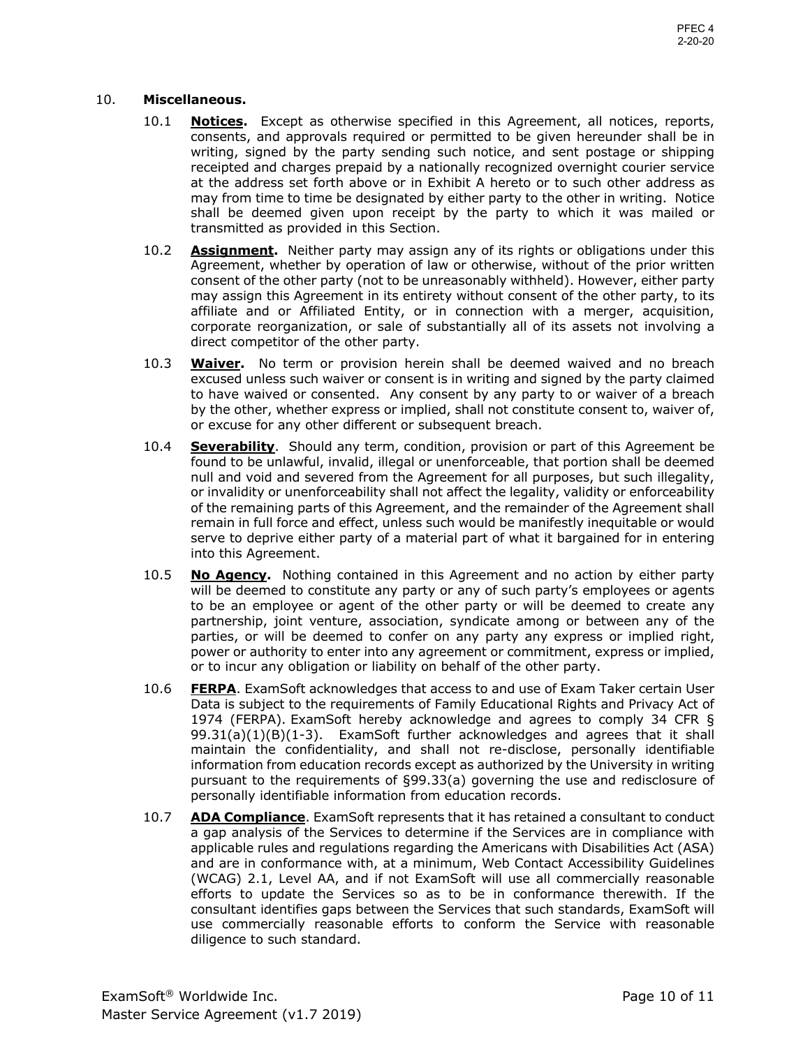10. **Miscellaneous.**

10.1 **Notices.** Except as otherwise specified in this Agreement, all notices, reports, consents, and approvals required or permitted to be given hereunder shall be in writing, signed by the party sending such notice, and sent postage or shipping receipted and charges prepaid by a nationally recognized overnight courier service at the address set forth above or in Exhibit A hereto or to such other address as may from time to time be designated by either party to the other in writing. Notice shall be deemed given upon receipt by the party to which it was mailed or transmitted as provided in this Section.

10.2 **Assignment.** Neither party may assign any of its rights or obligations under this Agreement, whether by operation of law or otherwise, without of the prior written consent of the other party (not to be unreasonably withheld). However, either party may assign this Agreement in its entirety without consent of the other party, to its affiliate and or Affiliated Entity, or in connection with a merger, acquisition, corporate reorganization, or sale of substantially all of its assets not involving a direct competitor of the other party.

10.3 **Waiver.** No term or provision herein shall be deemed waived and no breach excused unless such waiver or consent is in writing and signed by the party claimed to have waived or consented. Any consent by any party to or waiver of a breach by the other, whether express or implied, shall not constitute consent to, waiver of, or excuse for any other different or subsequent breach.

10.4 **Severability**. Should any term, condition, provision or part of this Agreement be found to be unlawful, invalid, illegal or unenforceable, that portion shall be deemed null and void and severed from the Agreement for all purposes, but such illegality, or invalidity or unenforceability shall not affect the legality, validity or enforceability of the remaining parts of this Agreement, and the remainder of the Agreement shall remain in full force and effect, unless such would be manifestly inequitable or would serve to deprive either party of a material part of what it bargained for in entering into this Agreement.

10.5 **No Agency.** Nothing contained in this Agreement and no action by either party will be deemed to constitute any party or any of such party's employees or agents to be an employee or agent of the other party or will be deemed to create any partnership, joint venture, association, syndicate among or between any of the parties, or will be deemed to confer on any party any express or implied right, power or authority to enter into any agreement or commitment, express or implied, or to incur any obligation or liability on behalf of the other party.

10.6 **FERPA**. ExamSoft acknowledges that access to and use of Exam Taker certain User Data is subject to the requirements of Family Educational Rights and Privacy Act of 1974 (FERPA). ExamSoft hereby acknowledge and agrees to comply 34 CFR § 99.31(a)(1)(B)(1-3). ExamSoft further acknowledges and agrees that it shall maintain the confidentiality, and shall not re-disclose, personally identifiable information from education records except as authorized by the University in writing pursuant to the requirements of §99.33(a) governing the use and redisclosure of personally identifiable information from education records.

10.7 **ADA Compliance**. ExamSoft represents that it has retained a consultant to conduct a gap analysis of the Services to determine if the Services are in compliance with applicable rules and regulations regarding the Americans with Disabilities Act (ASA) and are in conformance with, at a minimum, Web Contact Accessibility Guidelines (WCAG) 2.1, Level AA, and if not ExamSoft will use all commercially reasonable efforts to update the Services so as to be in conformance therewith. If the consultant identifies gaps between the Services that such standards, ExamSoft will use commercially reasonable efforts to conform the Service with reasonable diligence to such standard.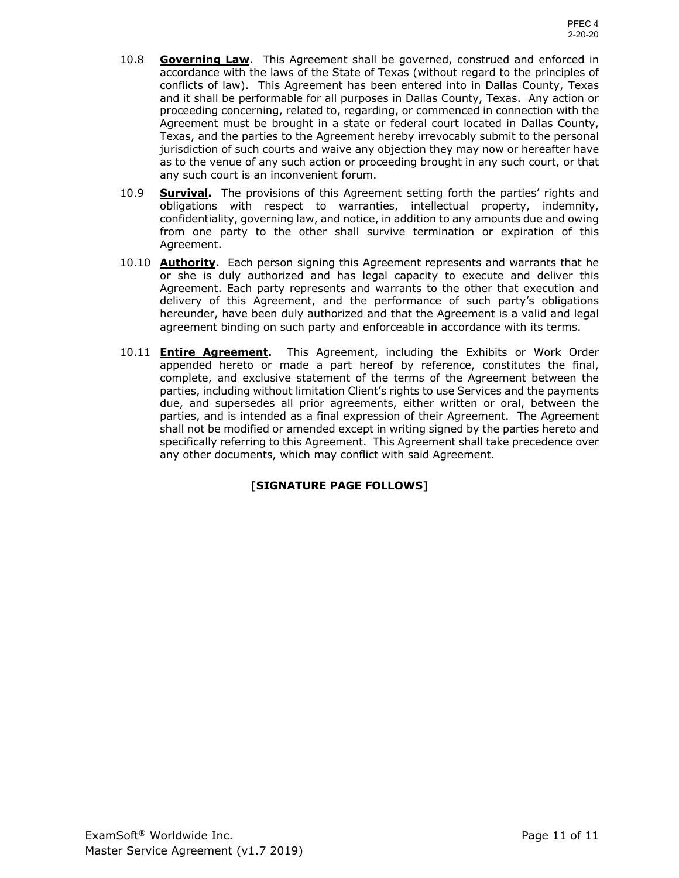10.8 **Governing Law**. This Agreement shall be governed, construed and enforced in accordance with the laws of the State of Texas (without regard to the principles of conflicts of law). This Agreement has been entered into in Dallas County, Texas and it shall be performable for all purposes in Dallas County, Texas. Any action or proceeding concerning, related to, regarding, or commenced in connection with the Agreement must be brought in a state or federal court located in Dallas County, Texas, and the parties to the Agreement hereby irrevocably submit to the personal jurisdiction of such courts and waive any objection they may now or hereafter have as to the venue of any such action or proceeding brought in any such court, or that any such court is an inconvenient forum.

10.9 **Survival.** The provisions of this Agreement setting forth the parties' rights and obligations with respect to warranties, intellectual property, indemnity, confidentiality, governing law, and notice, in addition to any amounts due and owing from one party to the other shall survive termination or expiration of this Agreement.

10.10 **Authority.** Each person signing this Agreement represents and warrants that he or she is duly authorized and has legal capacity to execute and deliver this Agreement. Each party represents and warrants to the other that execution and delivery of this Agreement, and the performance of such party's obligations hereunder, have been duly authorized and that the Agreement is a valid and legal agreement binding on such party and enforceable in accordance with its terms.

10.11 **Entire Agreement.** This Agreement, including the Exhibits or Work Order appended hereto or made a part hereof by reference, constitutes the final, complete, and exclusive statement of the terms of the Agreement between the parties, including without limitation Client's rights to use Services and the payments due, and supersedes all prior agreements, either written or oral, between the parties, and is intended as a final expression of their Agreement. The Agreement shall not be modified or amended except in writing signed by the parties hereto and specifically referring to this Agreement. This Agreement shall take precedence over any other documents, which may conflict with said Agreement.

**[SIGNATURE PAGE FOLLOWS]**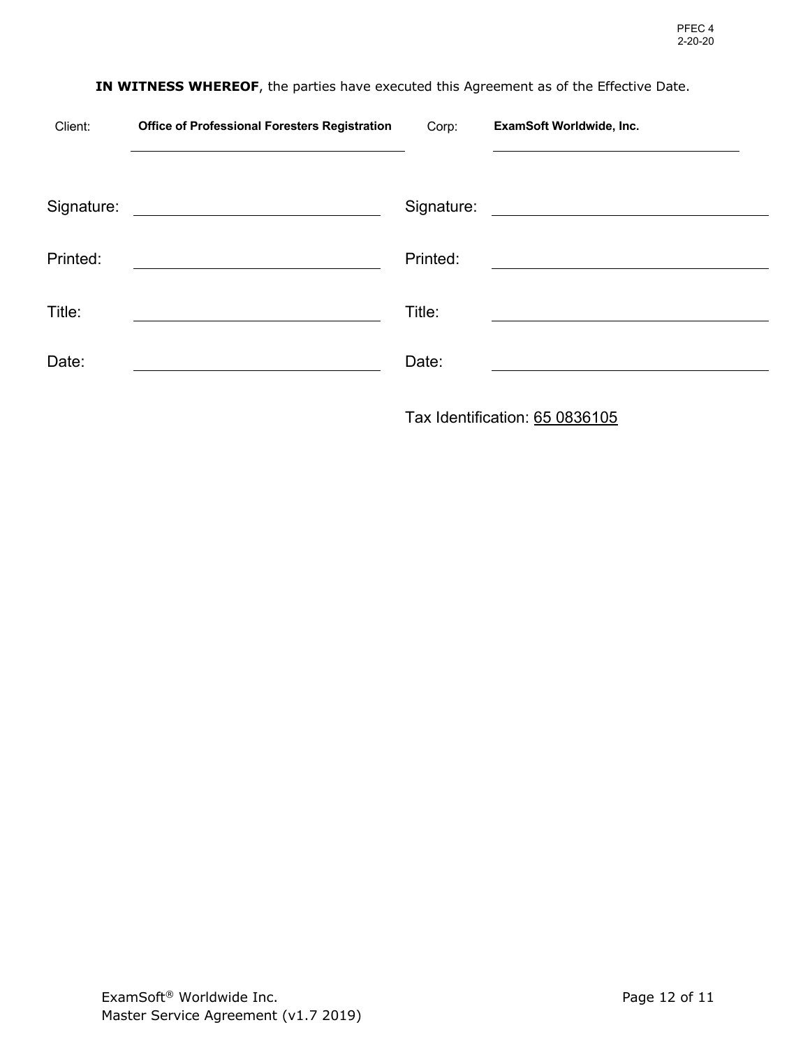**IN WITNESS WHEREOF**, the parties have executed this Agreement as of the Effective Date.

| Client: | **Office of Professional Foresters Registration** | Corp: | **ExamSoft Worldwide, Inc.** |
|---|---|---|---|
| Signature: | | Signature: | |
| Printed: | | Printed: | |
| Title: | | Title: | |
| Date: | | Date: | |

Tax Identification: 65 0836105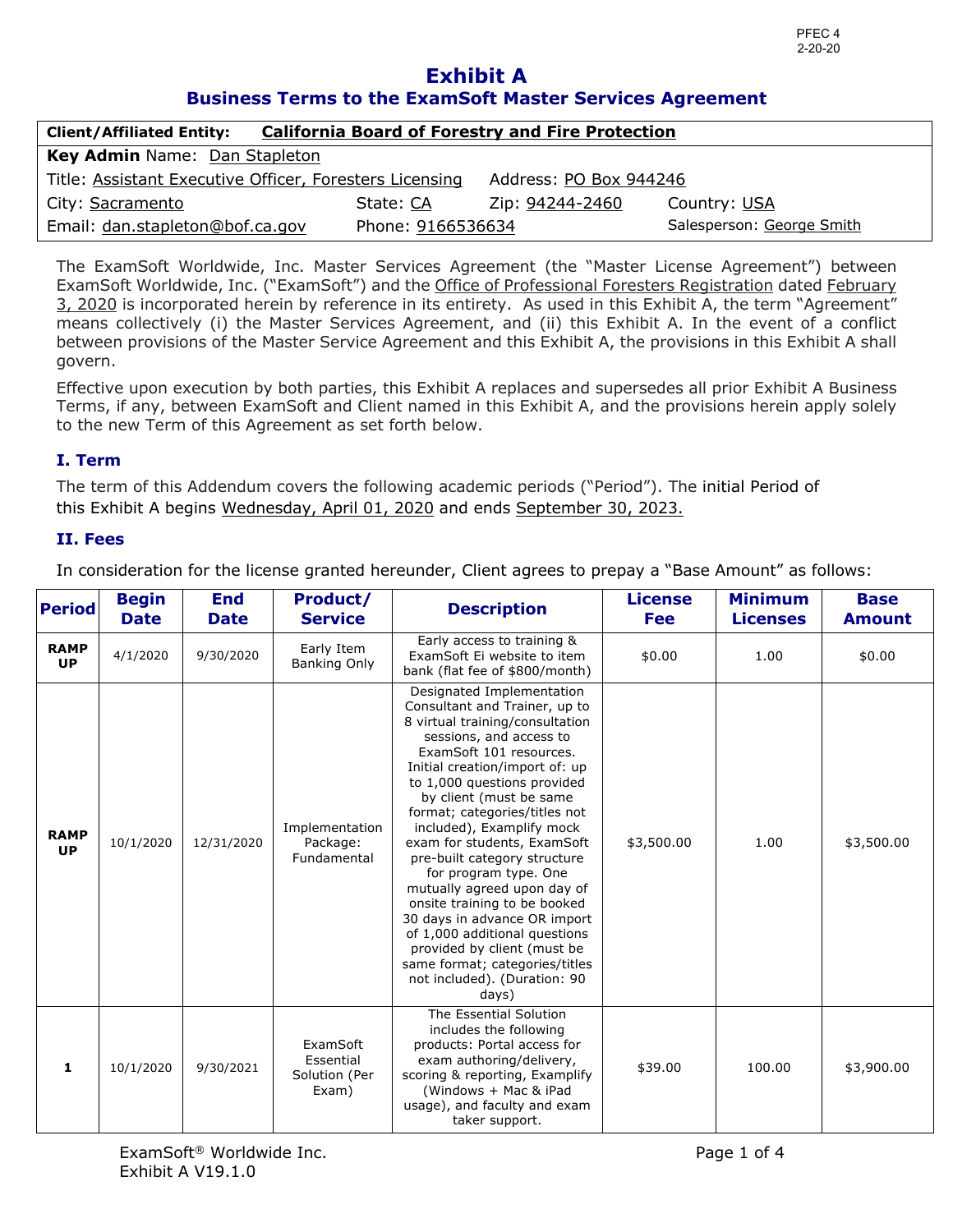PFEC 4
2-20-20

# Exhibit A

## Business Terms to the ExamSoft Master Services Agreement

| **Client/Affiliated Entity:** | **California Board of Forestry and Fire Protection** | | |
|---|---|---|---|
| **Key Admin** Name: Dan Stapleton | | | |
| Title: Assistant Executive Officer, Foresters Licensing | | Address: PO Box 944246 | |
| City: Sacramento | State: CA | Zip: 94244-2460 | Country: USA |
| Email: dan.stapleton@bof.ca.gov | Phone: 9166536634 | | Salesperson: George Smith |

The ExamSoft Worldwide, Inc. Master Services Agreement (the "Master License Agreement") between ExamSoft Worldwide, Inc. ("ExamSoft") and the Office of Professional Foresters Registration dated February 3, 2020 is incorporated herein by reference in its entirety. As used in this Exhibit A, the term "Agreement" means collectively (i) the Master Services Agreement, and (ii) this Exhibit A. In the event of a conflict between provisions of the Master Service Agreement and this Exhibit A, the provisions in this Exhibit A shall govern.

Effective upon execution by both parties, this Exhibit A replaces and supersedes all prior Exhibit A Business Terms, if any, between ExamSoft and Client named in this Exhibit A, and the provisions herein apply solely to the new Term of this Agreement as set forth below.

### I. Term

The term of this Addendum covers the following academic periods ("Period"). The initial Period of this Exhibit A begins Wednesday, April 01, 2020 and ends September 30, 2023.

### II. Fees

In consideration for the license granted hereunder, Client agrees to prepay a "Base Amount" as follows:

| Period | Begin Date | End Date | Product/ Service | Description | License Fee | Minimum Licenses | Base Amount |
|---|---|---|---|---|---|---|---|
| **RAMP UP** | 4/1/2020 | 9/30/2020 | Early Item Banking Only | Early access to training & ExamSoft Ei website to item bank (flat fee of $800/month) | $0.00 | 1.00 | $0.00 |
| **RAMP UP** | 10/1/2020 | 12/31/2020 | Implementation Package: Fundamental | Designated Implementation Consultant and Trainer, up to 8 virtual training/consultation sessions, and access to ExamSoft 101 resources. Initial creation/import of: up to 1,000 questions provided by client (must be same format; categories/titles not included), Examplify mock exam for students, ExamSoft pre-built category structure for program type. One mutually agreed upon day of onsite training to be booked 30 days in advance OR import of 1,000 additional questions provided by client (must be same format; categories/titles not included). (Duration: 90 days) | $3,500.00 | 1.00 | $3,500.00 |
| **1** | 10/1/2020 | 9/30/2021 | ExamSoft Essential Solution (Per Exam) | The Essential Solution includes the following products: Portal access for exam authoring/delivery, scoring & reporting, Examplify (Windows + Mac & iPad usage), and faculty and exam taker support. | $39.00 | 100.00 | $3,900.00 |

ExamSoft® Worldwide Inc.
Exhibit A V19.1.0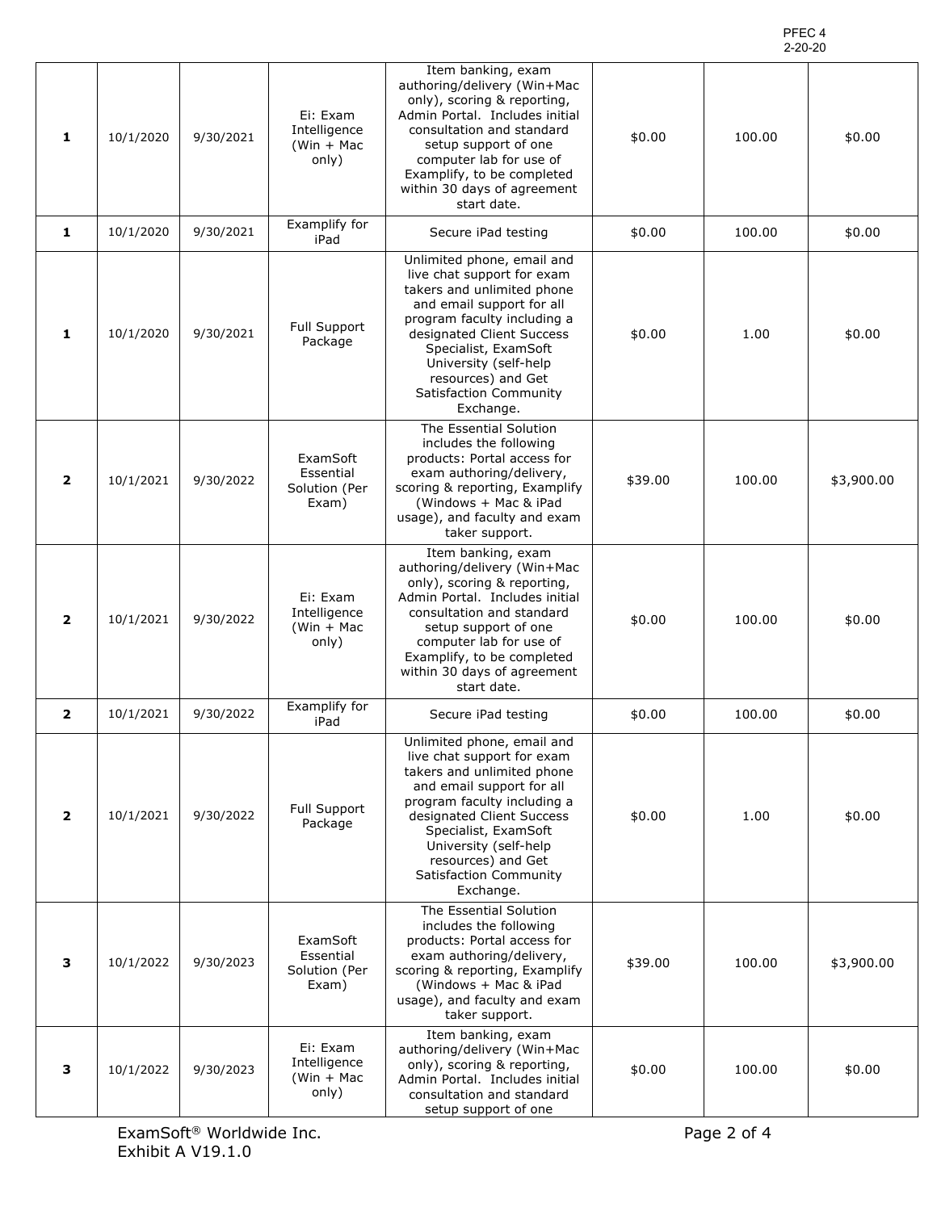PFEC 4
2-20-20

| | | | | | | | |
|---|---|---|---|---|---|---|---|
| **1** | 10/1/2020 | 9/30/2021 | Ei: Exam Intelligence (Win + Mac only) | Item banking, exam authoring/delivery (Win+Mac only), scoring & reporting, Admin Portal. Includes initial consultation and standard setup support of one computer lab for use of Examplify, to be completed within 30 days of agreement start date. | $0.00 | 100.00 | $0.00 |
| **1** | 10/1/2020 | 9/30/2021 | Examplify for iPad | Secure iPad testing | $0.00 | 100.00 | $0.00 |
| **1** | 10/1/2020 | 9/30/2021 | Full Support Package | Unlimited phone, email and live chat support for exam takers and unlimited phone and email support for all program faculty including a designated Client Success Specialist, ExamSoft University (self-help resources) and Get Satisfaction Community Exchange. | $0.00 | 1.00 | $0.00 |
| **2** | 10/1/2021 | 9/30/2022 | ExamSoft Essential Solution (Per Exam) | The Essential Solution includes the following products: Portal access for exam authoring/delivery, scoring & reporting, Examplify (Windows + Mac & iPad usage), and faculty and exam taker support. | $39.00 | 100.00 | $3,900.00 |
| **2** | 10/1/2021 | 9/30/2022 | Ei: Exam Intelligence (Win + Mac only) | Item banking, exam authoring/delivery (Win+Mac only), scoring & reporting, Admin Portal. Includes initial consultation and standard setup support of one computer lab for use of Examplify, to be completed within 30 days of agreement start date. | $0.00 | 100.00 | $0.00 |
| **2** | 10/1/2021 | 9/30/2022 | Examplify for iPad | Secure iPad testing | $0.00 | 100.00 | $0.00 |
| **2** | 10/1/2021 | 9/30/2022 | Full Support Package | Unlimited phone, email and live chat support for exam takers and unlimited phone and email support for all program faculty including a designated Client Success Specialist, ExamSoft University (self-help resources) and Get Satisfaction Community Exchange. | $0.00 | 1.00 | $0.00 |
| **3** | 10/1/2022 | 9/30/2023 | ExamSoft Essential Solution (Per Exam) | The Essential Solution includes the following products: Portal access for exam authoring/delivery, scoring & reporting, Examplify (Windows + Mac & iPad usage), and faculty and exam taker support. | $39.00 | 100.00 | $3,900.00 |
| **3** | 10/1/2022 | 9/30/2023 | Ei: Exam Intelligence (Win + Mac only) | Item banking, exam authoring/delivery (Win+Mac only), scoring & reporting, Admin Portal. Includes initial consultation and standard setup support of one | $0.00 | 100.00 | $0.00 |

ExamSoft® Worldwide Inc.
Exhibit A V19.1.0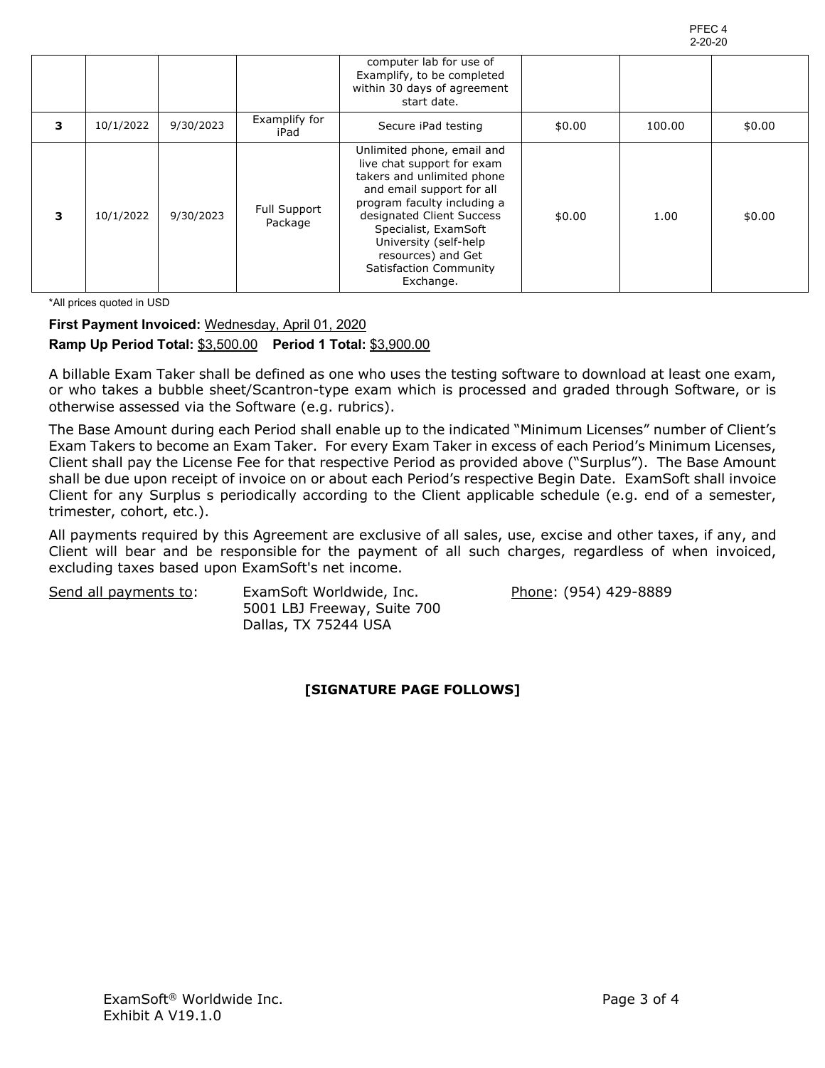|  |  |  |  | computer lab for use of Examplify, to be completed within 30 days of agreement start date. |  |  |  |
|---|---|---|---|---|---|---|---|
| **3** | 10/1/2022 | 9/30/2023 | Examplify for iPad | Secure iPad testing | $0.00 | 100.00 | $0.00 |
| **3** | 10/1/2022 | 9/30/2023 | Full Support Package | Unlimited phone, email and live chat support for exam takers and unlimited phone and email support for all program faculty including a designated Client Success Specialist, ExamSoft University (self-help resources) and Get Satisfaction Community Exchange. | $0.00 | 1.00 | $0.00 |

*All prices quoted in USD

**First Payment Invoiced:** Wednesday, April 01, 2020

**Ramp Up Period Total:** $3,500.00 **Period 1 Total:** $3,900.00

A billable Exam Taker shall be defined as one who uses the testing software to download at least one exam, or who takes a bubble sheet/Scantron-type exam which is processed and graded through Software, or is otherwise assessed via the Software (e.g. rubrics).

The Base Amount during each Period shall enable up to the indicated "Minimum Licenses" number of Client's Exam Takers to become an Exam Taker. For every Exam Taker in excess of each Period's Minimum Licenses, Client shall pay the License Fee for that respective Period as provided above ("Surplus"). The Base Amount shall be due upon receipt of invoice on or about each Period's respective Begin Date. ExamSoft shall invoice Client for any Surplus s periodically according to the Client applicable schedule (e.g. end of a semester, trimester, cohort, etc.).

All payments required by this Agreement are exclusive of all sales, use, excise and other taxes, if any, and Client will bear and be responsible for the payment of all such charges, regardless of when invoiced, excluding taxes based upon ExamSoft's net income.

Send all payments to: ExamSoft Worldwide, Inc.
5001 LBJ Freeway, Suite 700
Dallas, TX 75244 USA

Phone: (954) 429-8889

**[SIGNATURE PAGE FOLLOWS]**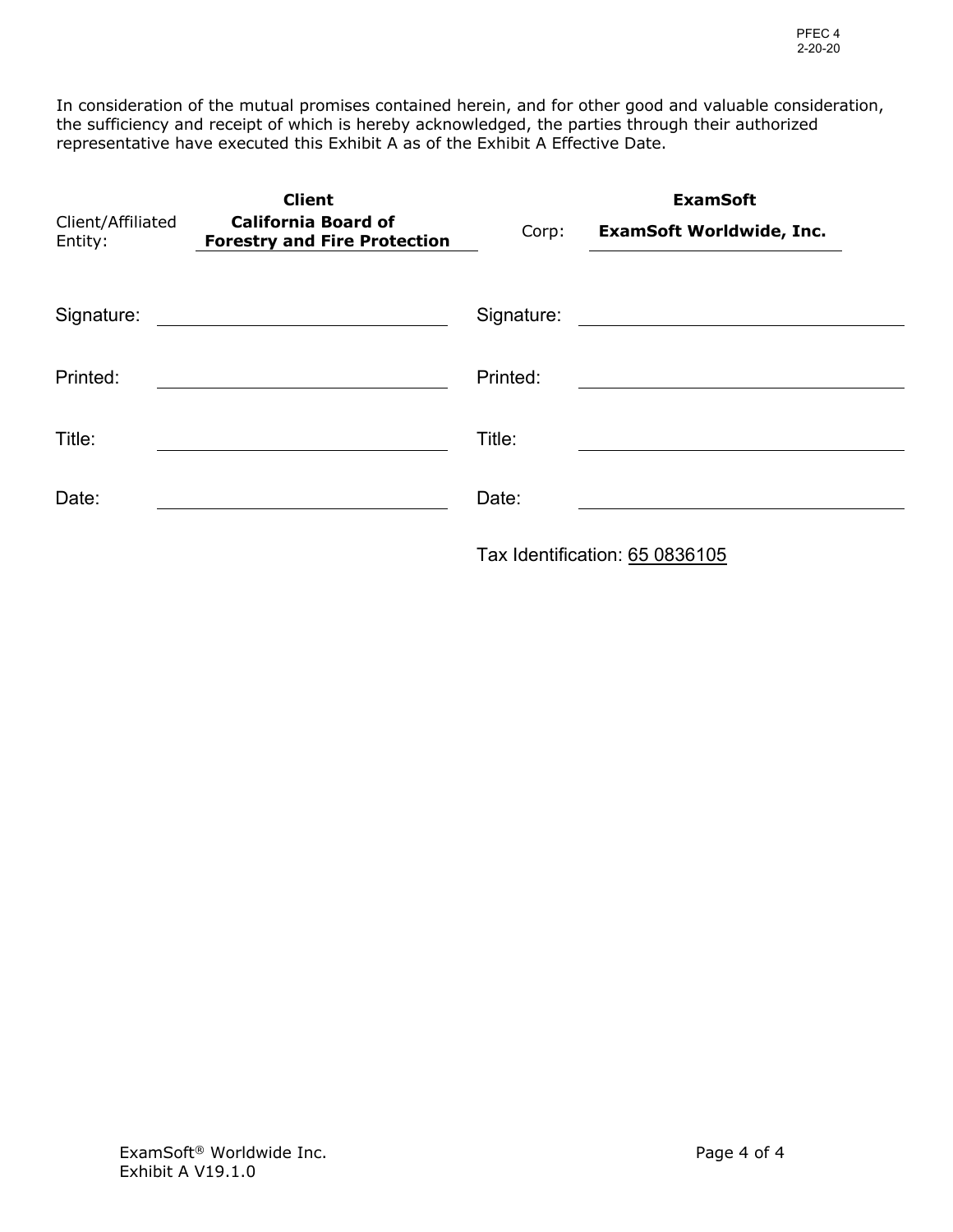PFEC 4
2-20-20

In consideration of the mutual promises contained herein, and for other good and valuable consideration, the sufficiency and receipt of which is hereby acknowledged, the parties through their authorized representative have executed this Exhibit A as of the Exhibit A Effective Date.

| | **Client** | | **ExamSoft** |
|---|---|---|---|
| Client/Affiliated Entity: | **California Board of Forestry and Fire Protection** | Corp: | **ExamSoft Worldwide, Inc.** |
| Signature: | | Signature: | |
| Printed: | | Printed: | |
| Title: | | Title: | |
| Date: | | Date: | |
| | | Tax Identification: | 65 0836105 |